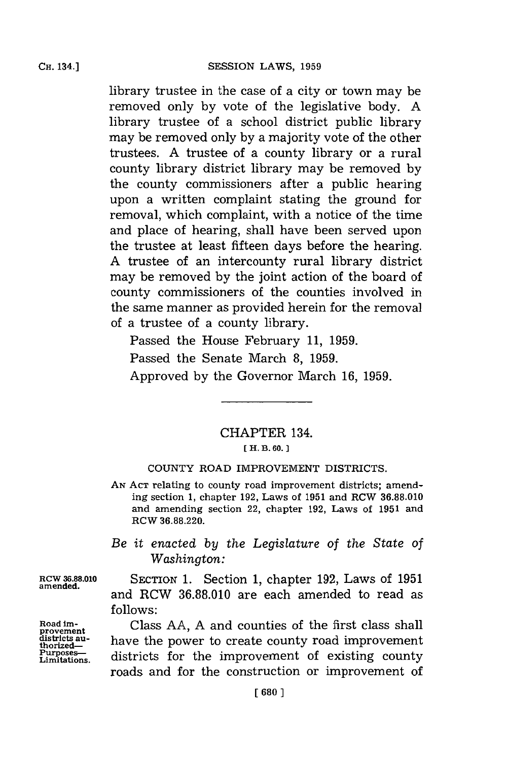library trustee in the case of a city or town may be removed only by vote of the legislative body. A library trustee of a school district public library may be removed only by a majority vote of the other trustees. A trustee of a county library or a rural county library district library may be removed by the county commissioners after a public hearing upon a written complaint stating the ground for removal, which complaint, with a notice of the time and place of hearing, shall have been served upon the trustee at least fifteen days before the hearing. A trustee of an intercounty rural library district may be removed by the joint action of the board of county commissioners of the counties involved in the same manner as provided herein for the removal of a trustee of a county library.

Passed the House February 11, 1959.

Passed the Senate March 8, 1959.

Approved by the Governor March 16, 1959.

## CHAPTER 134.

[ H. B. 60. ]

### COUNTY ROAD IMPROVEMENT DISTRICTS.

AN ACT relating to county road improvement districts; amending section 1, chapter 192, Laws of 1951 and RCW 36.88.010 and amending section 22, chapter 192, Laws of 1951 and RCW 36.88.220.

*Be it enacted by the Legislature of the State of Washington:*

RCW 36.88.010 amended.

SECTION 1. Section 1, chapter 192, Laws of 1951 and RCW 36.88.010 are each amended to read as follows:

Road improvement districts authorized—Purposes—Limitations.

Class AA, A and counties of the first class shall have the power to create county road improvement districts for the improvement of existing county roads and for the construction or improvement of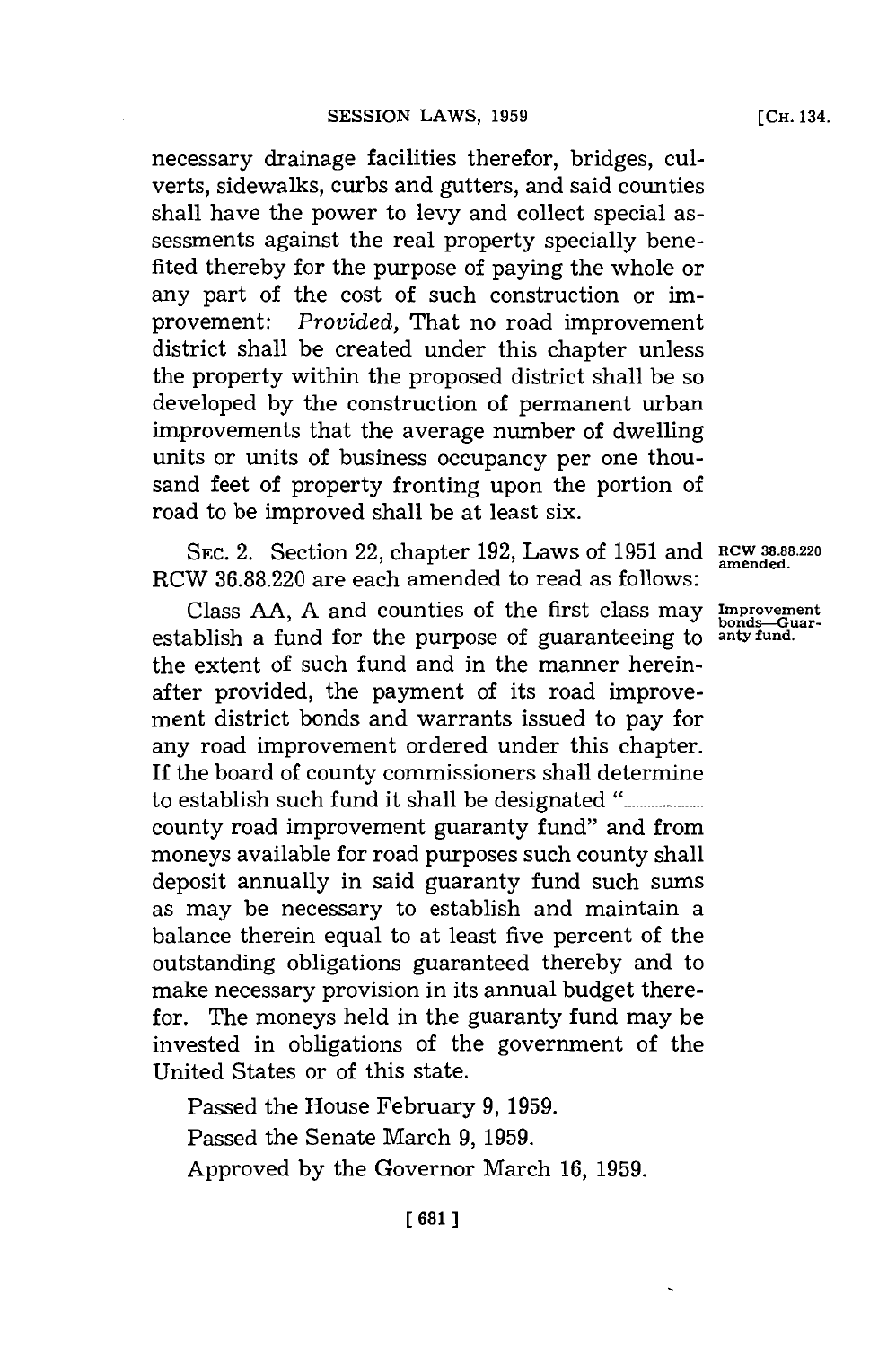necessary drainage facilities therefor, bridges, culverts, sidewalks, curbs and gutters, and said counties shall have the power to levy and collect special assessments against the real property specially benefited thereby for the purpose of paying the whole or any part of the cost of such construction or improvement: *Provided,* That no road improvement district shall be created under this chapter unless the property within the proposed district shall be so developed by the construction of permanent urban improvements that the average number of dwelling units or units of business occupancy per one thousand feet of property fronting upon the portion of road to be improved shall be at least six.

SEC. 2. Section 22, chapter 192, Laws of 1951 and RCW 36.88.220 are each amended to read as follows:

**RCW 36.88.220 amended.**

**Improvement bonds—Guaranty fund.**

Class AA, A and counties of the first class may establish a fund for the purpose of guaranteeing to the extent of such fund and in the manner hereinafter provided, the payment of its road improvement district bonds and warrants issued to pay for any road improvement ordered under this chapter. If the board of county commissioners shall determine to establish such fund it shall be designated "................ county road improvement guaranty fund" and from moneys available for road purposes such county shall deposit annually in said guaranty fund such sums as may be necessary to establish and maintain a balance therein equal to at least five percent of the outstanding obligations guaranteed thereby and to make necessary provision in its annual budget therefor. The moneys held in the guaranty fund may be invested in obligations of the government of the United States or of this state.

Passed the House February 9, 1959.

Passed the Senate March 9, 1959.

Approved by the Governor March 16, 1959.